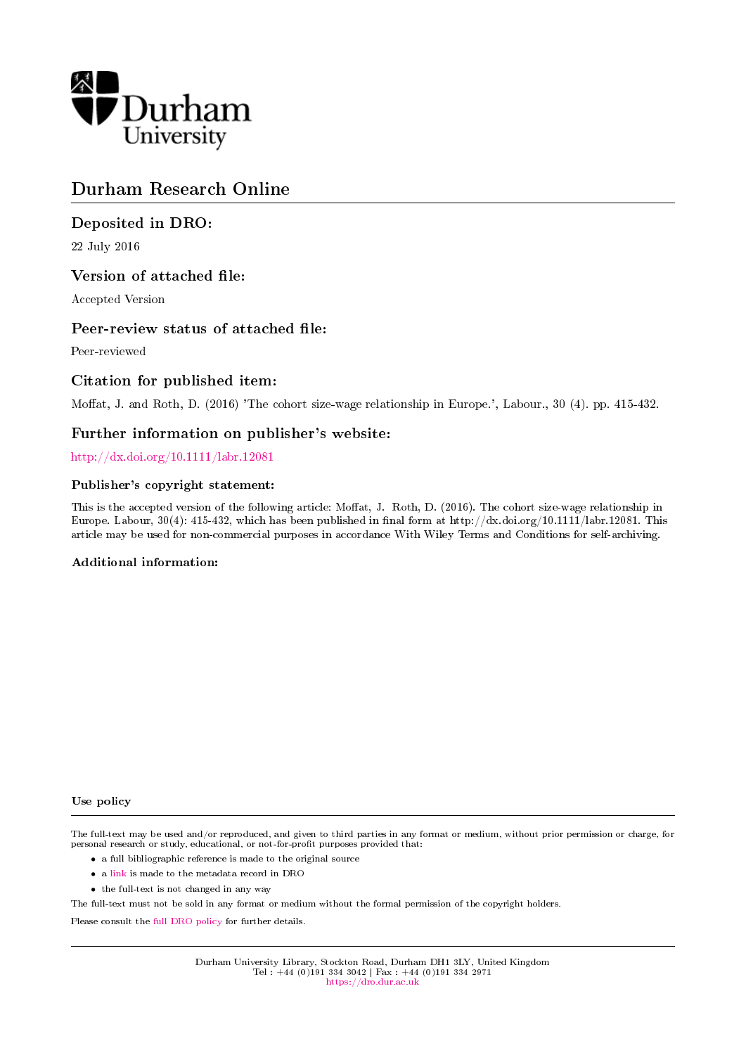Durham University

# Durham Research Online

## Deposited in DRO:

22 July 2016

## Version of attached file:

Accepted Version

## Peer-review status of attached file:

Peer-reviewed

## Citation for published item:

Moffat, J. and Roth, D. (2016) 'The cohort size-wage relationship in Europe.', Labour., 30 (4). pp. 415-432.

## Further information on publisher's website:

http://dx.doi.org/10.1111/labr.12081

### Publisher's copyright statement:

This is the accepted version of the following article: Moffat, J. Roth, D. (2016). The cohort size-wage relationship in Europe. Labour, 30(4): 415-432, which has been published in final form at http://dx.doi.org/10.1111/labr.12081. This article may be used for non-commercial purposes in accordance With Wiley Terms and Conditions for self-archiving.

### Additional information:

### Use policy

The full-text may be used and/or reproduced, and given to third parties in any format or medium, without prior permission or charge, for personal research or study, educational, or not-for-profit purposes provided that:

- a full bibliographic reference is made to the original source
- a link is made to the metadata record in DRO
- the full-text is not changed in any way

The full-text must not be sold in any format or medium without the formal permission of the copyright holders.

Please consult the full DRO policy for further details.

Durham University Library, Stockton Road, Durham DH1 3LY, United Kingdom
Tel : +44 (0)191 334 3042 | Fax : +44 (0)191 334 2971
https://dro.dur.ac.uk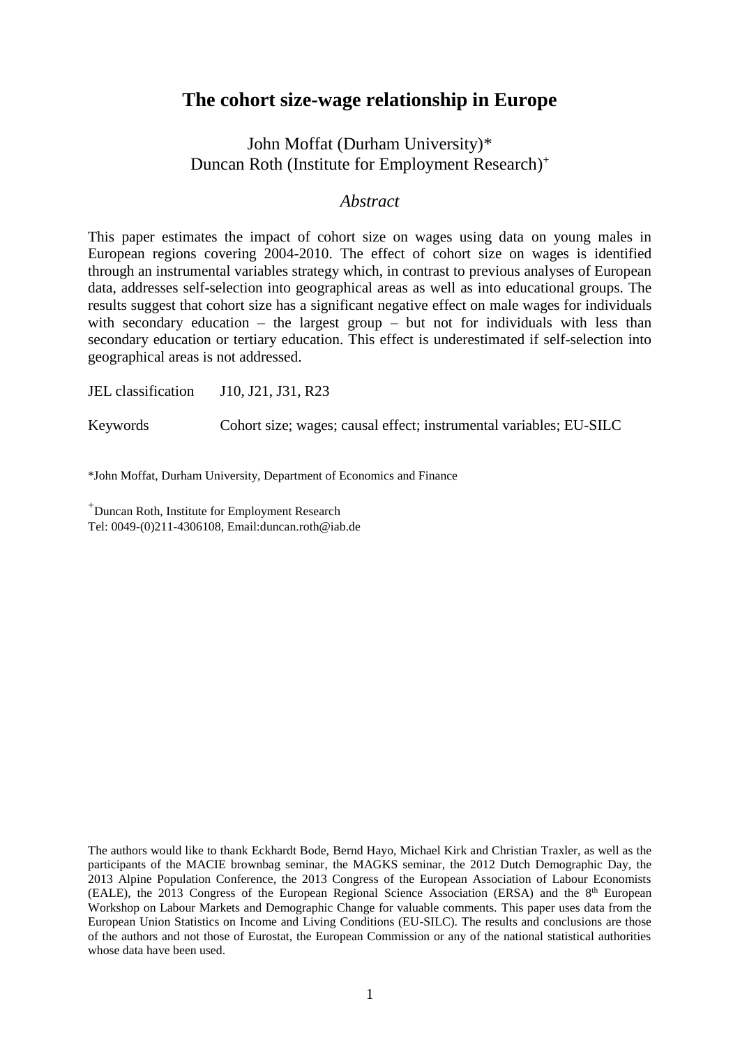# The cohort size-wage relationship in Europe

John Moffat (Durham University)*  
Duncan Roth (Institute for Employment Research)+

## *Abstract*

This paper estimates the impact of cohort size on wages using data on young males in European regions covering 2004-2010. The effect of cohort size on wages is identified through an instrumental variables strategy which, in contrast to previous analyses of European data, addresses self-selection into geographical areas as well as into educational groups. The results suggest that cohort size has a significant negative effect on male wages for individuals with secondary education – the largest group – but not for individuals with less than secondary education or tertiary education. This effect is underestimated if self-selection into geographical areas is not addressed.

JEL classification J10, J21, J31, R23

Keywords Cohort size; wages; causal effect; instrumental variables; EU-SILC

*John Moffat, Durham University, Department of Economics and Finance

+Duncan Roth, Institute for Employment Research  
Tel: 0049-(0)211-4306108, Email:duncan.roth@iab.de

The authors would like to thank Eckhardt Bode, Bernd Hayo, Michael Kirk and Christian Traxler, as well as the participants of the MACIE brownbag seminar, the MAGKS seminar, the 2012 Dutch Demographic Day, the 2013 Alpine Population Conference, the 2013 Congress of the European Association of Labour Economists (EALE), the 2013 Congress of the European Regional Science Association (ERSA) and the 8th European Workshop on Labour Markets and Demographic Change for valuable comments. This paper uses data from the European Union Statistics on Income and Living Conditions (EU-SILC). The results and conclusions are those of the authors and not those of Eurostat, the European Commission or any of the national statistical authorities whose data have been used.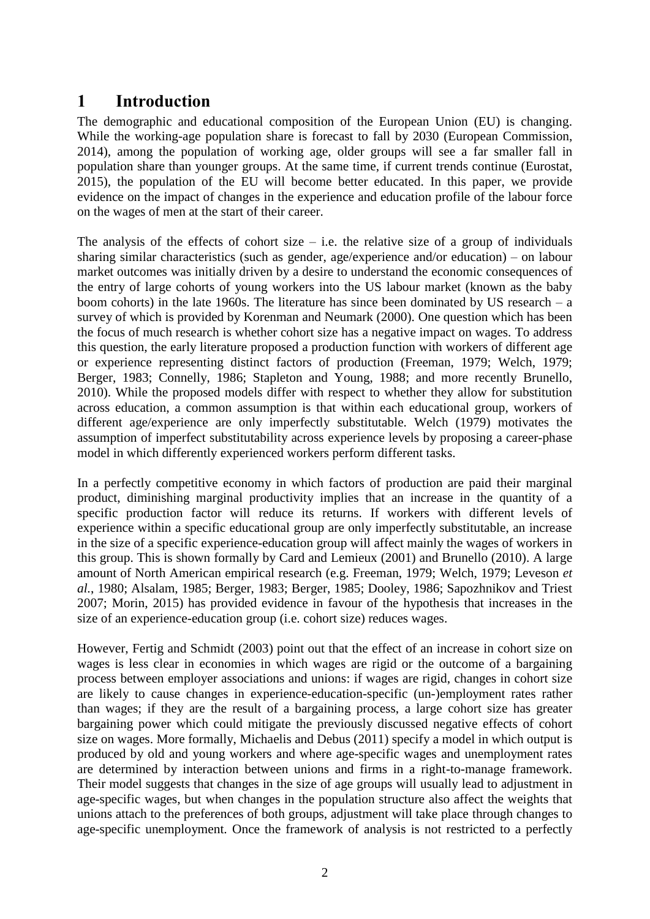# 1 Introduction

The demographic and educational composition of the European Union (EU) is changing. While the working-age population share is forecast to fall by 2030 (European Commission, 2014), among the population of working age, older groups will see a far smaller fall in population share than younger groups. At the same time, if current trends continue (Eurostat, 2015), the population of the EU will become better educated. In this paper, we provide evidence on the impact of changes in the experience and education profile of the labour force on the wages of men at the start of their career.

The analysis of the effects of cohort size – i.e. the relative size of a group of individuals sharing similar characteristics (such as gender, age/experience and/or education) – on labour market outcomes was initially driven by a desire to understand the economic consequences of the entry of large cohorts of young workers into the US labour market (known as the baby boom cohorts) in the late 1960s. The literature has since been dominated by US research – a survey of which is provided by Korenman and Neumark (2000). One question which has been the focus of much research is whether cohort size has a negative impact on wages. To address this question, the early literature proposed a production function with workers of different age or experience representing distinct factors of production (Freeman, 1979; Welch, 1979; Berger, 1983; Connelly, 1986; Stapleton and Young, 1988; and more recently Brunello, 2010). While the proposed models differ with respect to whether they allow for substitution across education, a common assumption is that within each educational group, workers of different age/experience are only imperfectly substitutable. Welch (1979) motivates the assumption of imperfect substitutability across experience levels by proposing a career-phase model in which differently experienced workers perform different tasks.

In a perfectly competitive economy in which factors of production are paid their marginal product, diminishing marginal productivity implies that an increase in the quantity of a specific production factor will reduce its returns. If workers with different levels of experience within a specific educational group are only imperfectly substitutable, an increase in the size of a specific experience-education group will affect mainly the wages of workers in this group. This is shown formally by Card and Lemieux (2001) and Brunello (2010). A large amount of North American empirical research (e.g. Freeman, 1979; Welch, 1979; Leveson *et al.*, 1980; Alsalam, 1985; Berger, 1983; Berger, 1985; Dooley, 1986; Sapozhnikov and Triest 2007; Morin, 2015) has provided evidence in favour of the hypothesis that increases in the size of an experience-education group (i.e. cohort size) reduces wages.

However, Fertig and Schmidt (2003) point out that the effect of an increase in cohort size on wages is less clear in economies in which wages are rigid or the outcome of a bargaining process between employer associations and unions: if wages are rigid, changes in cohort size are likely to cause changes in experience-education-specific (un-)employment rates rather than wages; if they are the result of a bargaining process, a large cohort size has greater bargaining power which could mitigate the previously discussed negative effects of cohort size on wages. More formally, Michaelis and Debus (2011) specify a model in which output is produced by old and young workers and where age-specific wages and unemployment rates are determined by interaction between unions and firms in a right-to-manage framework. Their model suggests that changes in the size of age groups will usually lead to adjustment in age-specific wages, but when changes in the population structure also affect the weights that unions attach to the preferences of both groups, adjustment will take place through changes to age-specific unemployment. Once the framework of analysis is not restricted to a perfectly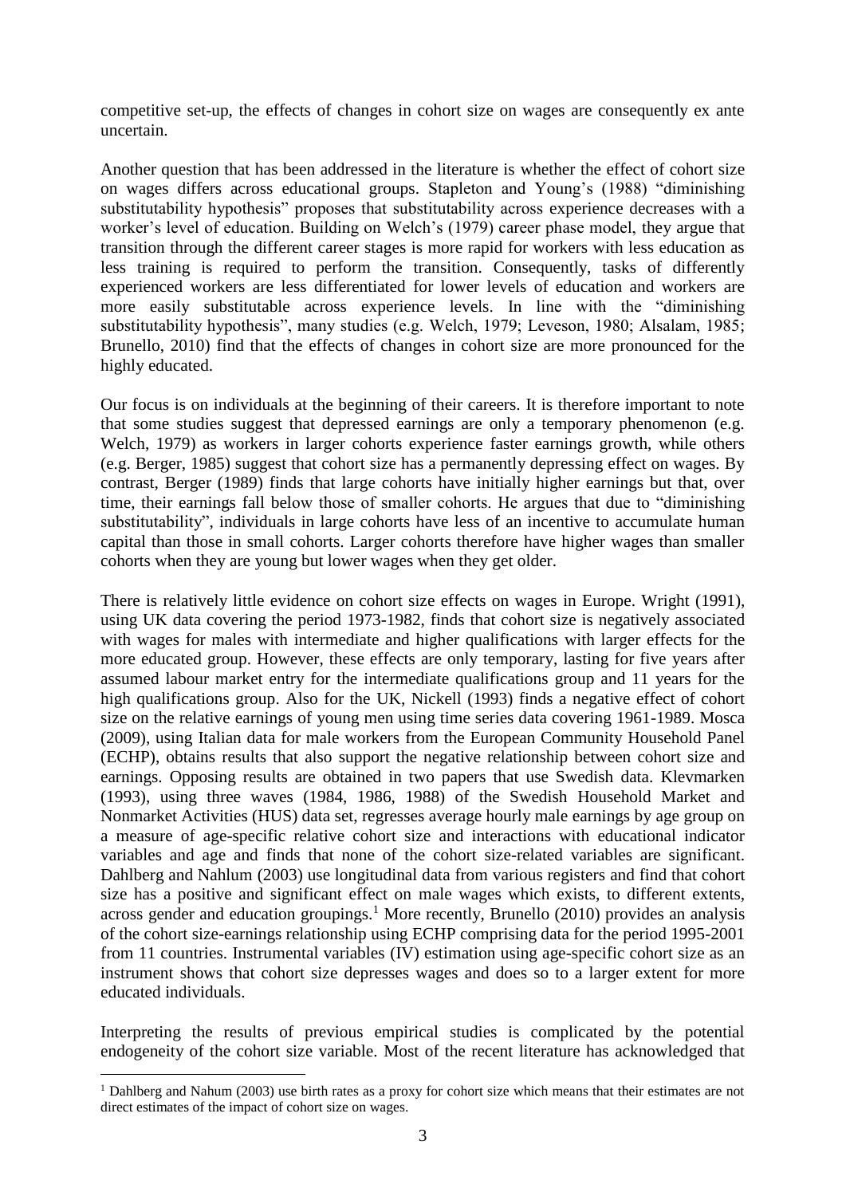competitive set-up, the effects of changes in cohort size on wages are consequently ex ante uncertain.

Another question that has been addressed in the literature is whether the effect of cohort size on wages differs across educational groups. Stapleton and Young's (1988) "diminishing substitutability hypothesis" proposes that substitutability across experience decreases with a worker's level of education. Building on Welch's (1979) career phase model, they argue that transition through the different career stages is more rapid for workers with less education as less training is required to perform the transition. Consequently, tasks of differently experienced workers are less differentiated for lower levels of education and workers are more easily substitutable across experience levels. In line with the "diminishing substitutability hypothesis", many studies (e.g. Welch, 1979; Leveson, 1980; Alsalam, 1985; Brunello, 2010) find that the effects of changes in cohort size are more pronounced for the highly educated.

Our focus is on individuals at the beginning of their careers. It is therefore important to note that some studies suggest that depressed earnings are only a temporary phenomenon (e.g. Welch, 1979) as workers in larger cohorts experience faster earnings growth, while others (e.g. Berger, 1985) suggest that cohort size has a permanently depressing effect on wages. By contrast, Berger (1989) finds that large cohorts have initially higher earnings but that, over time, their earnings fall below those of smaller cohorts. He argues that due to "diminishing substitutability", individuals in large cohorts have less of an incentive to accumulate human capital than those in small cohorts. Larger cohorts therefore have higher wages than smaller cohorts when they are young but lower wages when they get older.

There is relatively little evidence on cohort size effects on wages in Europe. Wright (1991), using UK data covering the period 1973-1982, finds that cohort size is negatively associated with wages for males with intermediate and higher qualifications with larger effects for the more educated group. However, these effects are only temporary, lasting for five years after assumed labour market entry for the intermediate qualifications group and 11 years for the high qualifications group. Also for the UK, Nickell (1993) finds a negative effect of cohort size on the relative earnings of young men using time series data covering 1961-1989. Mosca (2009), using Italian data for male workers from the European Community Household Panel (ECHP), obtains results that also support the negative relationship between cohort size and earnings. Opposing results are obtained in two papers that use Swedish data. Klevmarken (1993), using three waves (1984, 1986, 1988) of the Swedish Household Market and Nonmarket Activities (HUS) data set, regresses average hourly male earnings by age group on a measure of age-specific relative cohort size and interactions with educational indicator variables and age and finds that none of the cohort size-related variables are significant. Dahlberg and Nahlum (2003) use longitudinal data from various registers and find that cohort size has a positive and significant effect on male wages which exists, to different extents, across gender and education groupings.[1] More recently, Brunello (2010) provides an analysis of the cohort size-earnings relationship using ECHP comprising data for the period 1995-2001 from 11 countries. Instrumental variables (IV) estimation using age-specific cohort size as an instrument shows that cohort size depresses wages and does so to a larger extent for more educated individuals.

Interpreting the results of previous empirical studies is complicated by the potential endogeneity of the cohort size variable. Most of the recent literature has acknowledged that

[1] Dahlberg and Nahum (2003) use birth rates as a proxy for cohort size which means that their estimates are not direct estimates of the impact of cohort size on wages.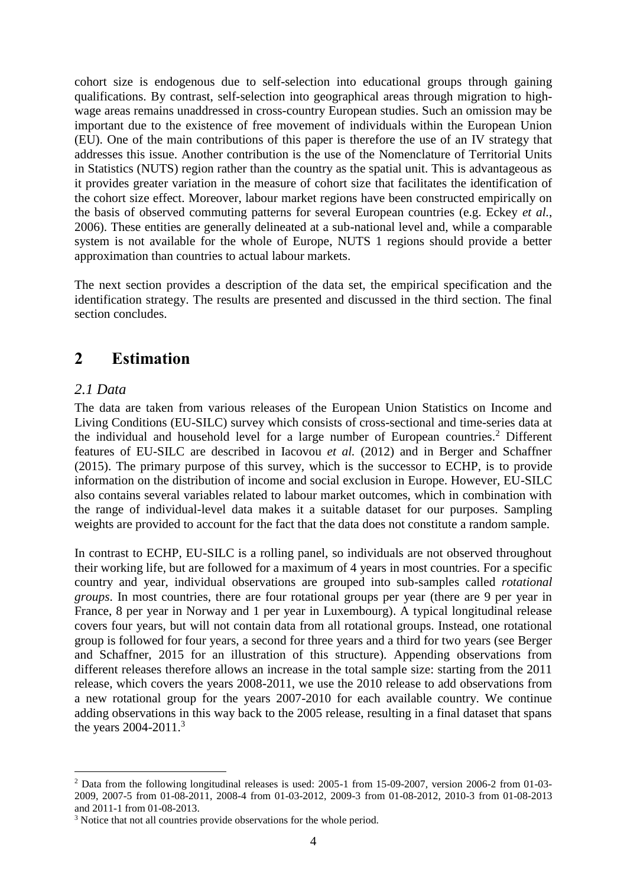cohort size is endogenous due to self-selection into educational groups through gaining qualifications. By contrast, self-selection into geographical areas through migration to high-wage areas remains unaddressed in cross-country European studies. Such an omission may be important due to the existence of free movement of individuals within the European Union (EU). One of the main contributions of this paper is therefore the use of an IV strategy that addresses this issue. Another contribution is the use of the Nomenclature of Territorial Units in Statistics (NUTS) region rather than the country as the spatial unit. This is advantageous as it provides greater variation in the measure of cohort size that facilitates the identification of the cohort size effect. Moreover, labour market regions have been constructed empirically on the basis of observed commuting patterns for several European countries (e.g. Eckey *et al.*, 2006). These entities are generally delineated at a sub-national level and, while a comparable system is not available for the whole of Europe, NUTS 1 regions should provide a better approximation than countries to actual labour markets.

The next section provides a description of the data set, the empirical specification and the identification strategy. The results are presented and discussed in the third section. The final section concludes.

# 2 Estimation

## *2.1 Data*

The data are taken from various releases of the European Union Statistics on Income and Living Conditions (EU-SILC) survey which consists of cross-sectional and time-series data at the individual and household level for a large number of European countries.[2] Different features of EU-SILC are described in Iacovou *et al.* (2012) and in Berger and Schaffner (2015). The primary purpose of this survey, which is the successor to ECHP, is to provide information on the distribution of income and social exclusion in Europe. However, EU-SILC also contains several variables related to labour market outcomes, which in combination with the range of individual-level data makes it a suitable dataset for our purposes. Sampling weights are provided to account for the fact that the data does not constitute a random sample.

In contrast to ECHP, EU-SILC is a rolling panel, so individuals are not observed throughout their working life, but are followed for a maximum of 4 years in most countries. For a specific country and year, individual observations are grouped into sub-samples called *rotational groups*. In most countries, there are four rotational groups per year (there are 9 per year in France, 8 per year in Norway and 1 per year in Luxembourg). A typical longitudinal release covers four years, but will not contain data from all rotational groups. Instead, one rotational group is followed for four years, a second for three years and a third for two years (see Berger and Schaffner, 2015 for an illustration of this structure). Appending observations from different releases therefore allows an increase in the total sample size: starting from the 2011 release, which covers the years 2008-2011, we use the 2010 release to add observations from a new rotational group for the years 2007-2010 for each available country. We continue adding observations in this way back to the 2005 release, resulting in a final dataset that spans the years 2004-2011.[3]

[2] Data from the following longitudinal releases is used: 2005-1 from 15-09-2007, version 2006-2 from 01-03-2009, 2007-5 from 01-08-2011, 2008-4 from 01-03-2012, 2009-3 from 01-08-2012, 2010-3 from 01-08-2013 and 2011-1 from 01-08-2013.

[3] Notice that not all countries provide observations for the whole period.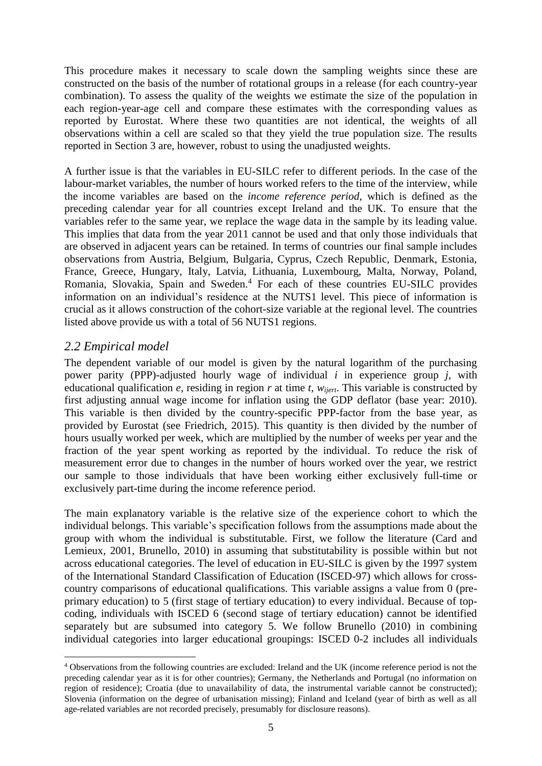This procedure makes it necessary to scale down the sampling weights since these are constructed on the basis of the number of rotational groups in a release (for each country-year combination). To assess the quality of the weights we estimate the size of the population in each region-year-age cell and compare these estimates with the corresponding values as reported by Eurostat. Where these two quantities are not identical, the weights of all observations within a cell are scaled so that they yield the true population size. The results reported in Section 3 are, however, robust to using the unadjusted weights.

A further issue is that the variables in EU-SILC refer to different periods. In the case of the labour-market variables, the number of hours worked refers to the time of the interview, while the income variables are based on the *income reference period*, which is defined as the preceding calendar year for all countries except Ireland and the UK. To ensure that the variables refer to the same year, we replace the wage data in the sample by its leading value. This implies that data from the year 2011 cannot be used and that only those individuals that are observed in adjacent years can be retained. In terms of countries our final sample includes observations from Austria, Belgium, Bulgaria, Cyprus, Czech Republic, Denmark, Estonia, France, Greece, Hungary, Italy, Latvia, Lithuania, Luxembourg, Malta, Norway, Poland, Romania, Slovakia, Spain and Sweden.[4] For each of these countries EU-SILC provides information on an individual's residence at the NUTS1 level. This piece of information is crucial as it allows construction of the cohort-size variable at the regional level. The countries listed above provide us with a total of 56 NUTS1 regions.

## *2.2 Empirical model*

The dependent variable of our model is given by the natural logarithm of the purchasing power parity (PPP)-adjusted hourly wage of individual $i$ in experience group $j$, with educational qualification $e$, residing in region $r$ at time $t$, $w_{ijert}$. This variable is constructed by first adjusting annual wage income for inflation using the GDP deflator (base year: 2010). This variable is then divided by the country-specific PPP-factor from the base year, as provided by Eurostat (see Friedrich, 2015). This quantity is then divided by the number of hours usually worked per week, which are multiplied by the number of weeks per year and the fraction of the year spent working as reported by the individual. To reduce the risk of measurement error due to changes in the number of hours worked over the year, we restrict our sample to those individuals that have been working either exclusively full-time or exclusively part-time during the income reference period.

The main explanatory variable is the relative size of the experience cohort to which the individual belongs. This variable's specification follows from the assumptions made about the group with whom the individual is substitutable. First, we follow the literature (Card and Lemieux, 2001, Brunello, 2010) in assuming that substitutability is possible within but not across educational categories. The level of education in EU-SILC is given by the 1997 system of the International Standard Classification of Education (ISCED-97) which allows for cross-country comparisons of educational qualifications. This variable assigns a value from 0 (pre-primary education) to 5 (first stage of tertiary education) to every individual. Because of top-coding, individuals with ISCED 6 (second stage of tertiary education) cannot be identified separately but are subsumed into category 5. We follow Brunello (2010) in combining individual categories into larger educational groupings: ISCED 0-2 includes all individuals

[4] Observations from the following countries are excluded: Ireland and the UK (income reference period is not the preceding calendar year as it is for other countries); Germany, the Netherlands and Portugal (no information on region of residence); Croatia (due to unavailability of data, the instrumental variable cannot be constructed); Slovenia (information on the degree of urbanisation missing); Finland and Iceland (year of birth as well as all age-related variables are not recorded precisely, presumably for disclosure reasons).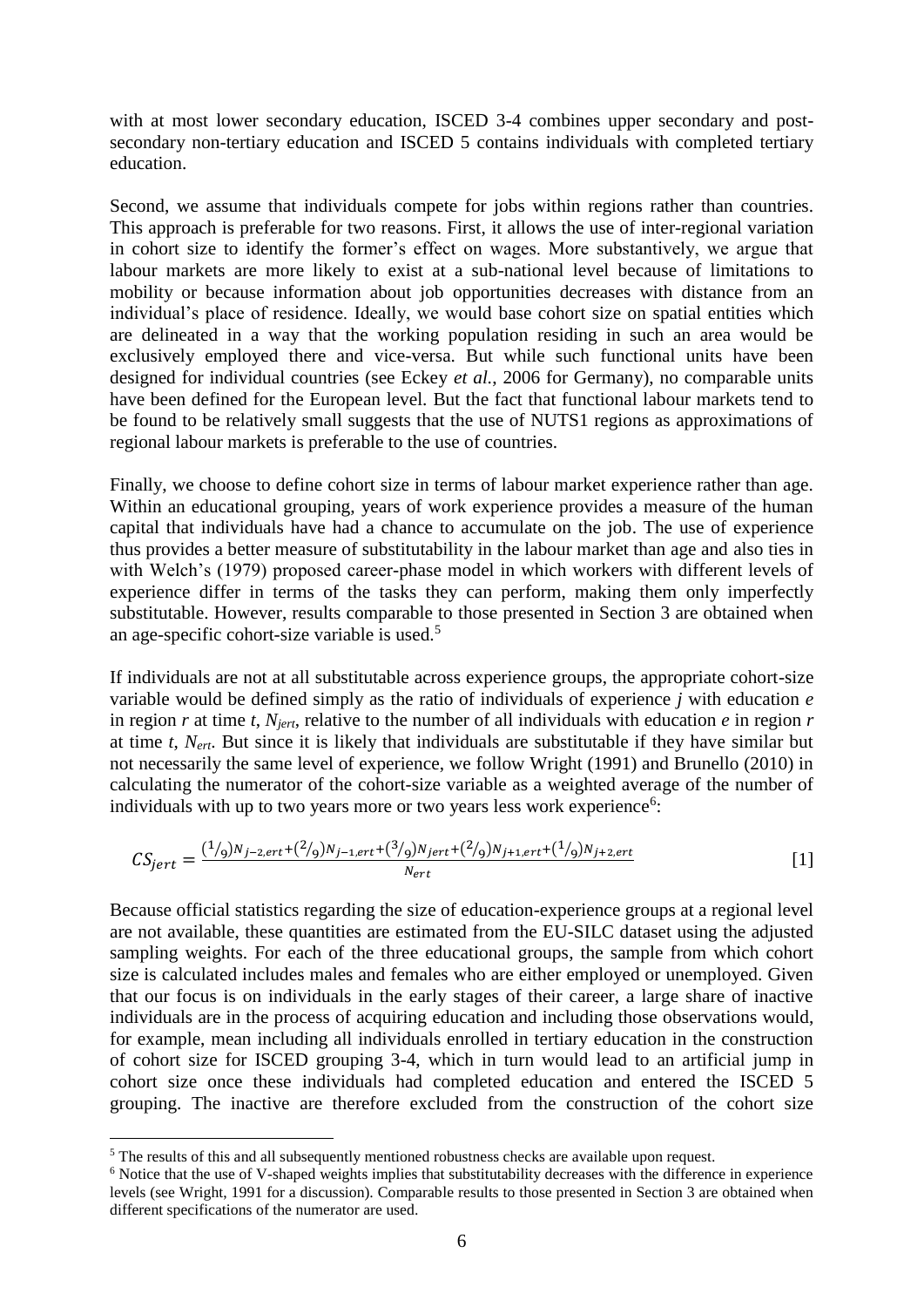with at most lower secondary education, ISCED 3-4 combines upper secondary and post-secondary non-tertiary education and ISCED 5 contains individuals with completed tertiary education.

Second, we assume that individuals compete for jobs within regions rather than countries. This approach is preferable for two reasons. First, it allows the use of inter-regional variation in cohort size to identify the former's effect on wages. More substantively, we argue that labour markets are more likely to exist at a sub-national level because of limitations to mobility or because information about job opportunities decreases with distance from an individual's place of residence. Ideally, we would base cohort size on spatial entities which are delineated in a way that the working population residing in such an area would be exclusively employed there and vice-versa. But while such functional units have been designed for individual countries (see Eckey *et al.*, 2006 for Germany), no comparable units have been defined for the European level. But the fact that functional labour markets tend to be found to be relatively small suggests that the use of NUTS1 regions as approximations of regional labour markets is preferable to the use of countries.

Finally, we choose to define cohort size in terms of labour market experience rather than age. Within an educational grouping, years of work experience provides a measure of the human capital that individuals have had a chance to accumulate on the job. The use of experience thus provides a better measure of substitutability in the labour market than age and also ties in with Welch's (1979) proposed career-phase model in which workers with different levels of experience differ in terms of the tasks they can perform, making them only imperfectly substitutable. However, results comparable to those presented in Section 3 are obtained when an age-specific cohort-size variable is used.[5]

If individuals are not at all substitutable across experience groups, the appropriate cohort-size variable would be defined simply as the ratio of individuals of experience *j* with education *e* in region *r* at time *t*, $N_{jert}$, relative to the number of all individuals with education *e* in region *r* at time *t*, $N_{ert}$. But since it is likely that individuals are substitutable if they have similar but not necessarily the same level of experience, we follow Wright (1991) and Brunello (2010) in calculating the numerator of the cohort-size variable as a weighted average of the number of individuals with up to two years more or two years less work experience[6]:

$$CS_{jert} = \frac{(1/9)N_{j-2,ert} + (2/9)N_{j-1,ert} + (3/9)N_{jert} + (2/9)N_{j+1,ert} + (1/9)N_{j+2,ert}}{N_{ert}} \quad [1]$$

Because official statistics regarding the size of education-experience groups at a regional level are not available, these quantities are estimated from the EU-SILC dataset using the adjusted sampling weights. For each of the three educational groups, the sample from which cohort size is calculated includes males and females who are either employed or unemployed. Given that our focus is on individuals in the early stages of their career, a large share of inactive individuals are in the process of acquiring education and including those observations would, for example, mean including all individuals enrolled in tertiary education in the construction of cohort size for ISCED grouping 3-4, which in turn would lead to an artificial jump in cohort size once these individuals had completed education and entered the ISCED 5 grouping. The inactive are therefore excluded from the construction of the cohort size

---

[5] The results of this and all subsequently mentioned robustness checks are available upon request.

[6] Notice that the use of V-shaped weights implies that substitutability decreases with the difference in experience levels (see Wright, 1991 for a discussion). Comparable results to those presented in Section 3 are obtained when different specifications of the numerator are used.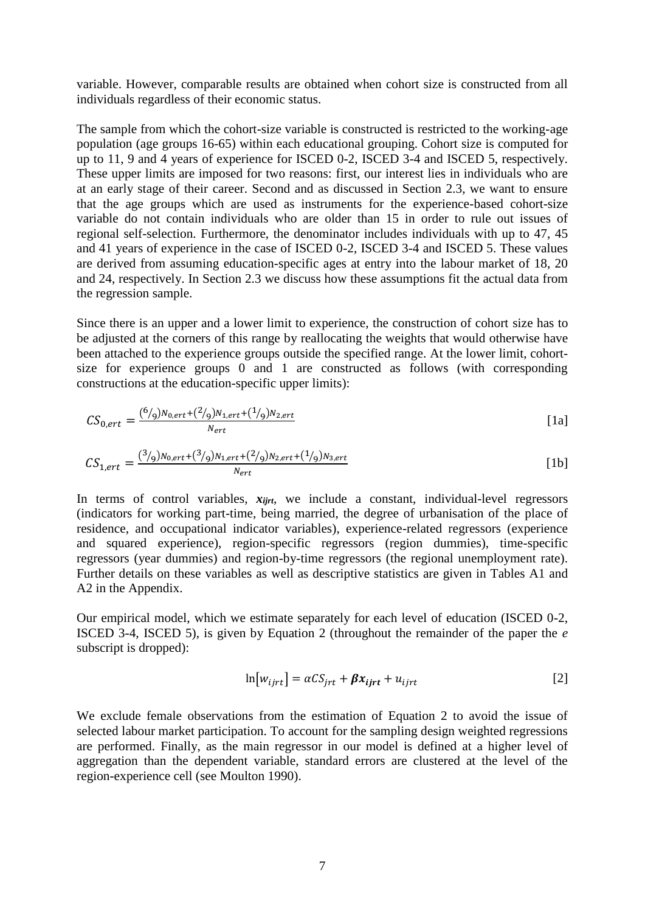variable. However, comparable results are obtained when cohort size is constructed from all individuals regardless of their economic status.

The sample from which the cohort-size variable is constructed is restricted to the working-age population (age groups 16-65) within each educational grouping. Cohort size is computed for up to 11, 9 and 4 years of experience for ISCED 0-2, ISCED 3-4 and ISCED 5, respectively. These upper limits are imposed for two reasons: first, our interest lies in individuals who are at an early stage of their career. Second and as discussed in Section 2.3, we want to ensure that the age groups which are used as instruments for the experience-based cohort-size variable do not contain individuals who are older than 15 in order to rule out issues of regional self-selection. Furthermore, the denominator includes individuals with up to 47, 45 and 41 years of experience in the case of ISCED 0-2, ISCED 3-4 and ISCED 5. These values are derived from assuming education-specific ages at entry into the labour market of 18, 20 and 24, respectively. In Section 2.3 we discuss how these assumptions fit the actual data from the regression sample.

Since there is an upper and a lower limit to experience, the construction of cohort size has to be adjusted at the corners of this range by reallocating the weights that would otherwise have been attached to the experience groups outside the specified range. At the lower limit, cohort-size for experience groups 0 and 1 are constructed as follows (with corresponding constructions at the education-specific upper limits):

$$CS_{0,ert} = \frac{(6/9)N_{0,ert} + (2/9)N_{1,ert} + (1/9)N_{2,ert}}{N_{ert}} \tag{1a}$$

$$CS_{1,ert} = \frac{(3/9)N_{0,ert} + (3/9)N_{1,ert} + (2/9)N_{2,ert} + (1/9)N_{3,ert}}{N_{ert}} \tag{1b}$$

In terms of control variables, $\boldsymbol{x_{ijrt}}$, we include a constant, individual-level regressors (indicators for working part-time, being married, the degree of urbanisation of the place of residence, and occupational indicator variables), experience-related regressors (experience and squared experience), region-specific regressors (region dummies), time-specific regressors (year dummies) and region-by-time regressors (the regional unemployment rate). Further details on these variables as well as descriptive statistics are given in Tables A1 and A2 in the Appendix.

Our empirical model, which we estimate separately for each level of education (ISCED 0-2, ISCED 3-4, ISCED 5), is given by Equation 2 (throughout the remainder of the paper the *e* subscript is dropped):

$$\ln[w_{ijrt}] = \alpha CS_{jrt} + \boldsymbol{\beta x_{ijrt}} + u_{ijrt} \tag{2}$$

We exclude female observations from the estimation of Equation 2 to avoid the issue of selected labour market participation. To account for the sampling design weighted regressions are performed. Finally, as the main regressor in our model is defined at a higher level of aggregation than the dependent variable, standard errors are clustered at the level of the region-experience cell (see Moulton 1990).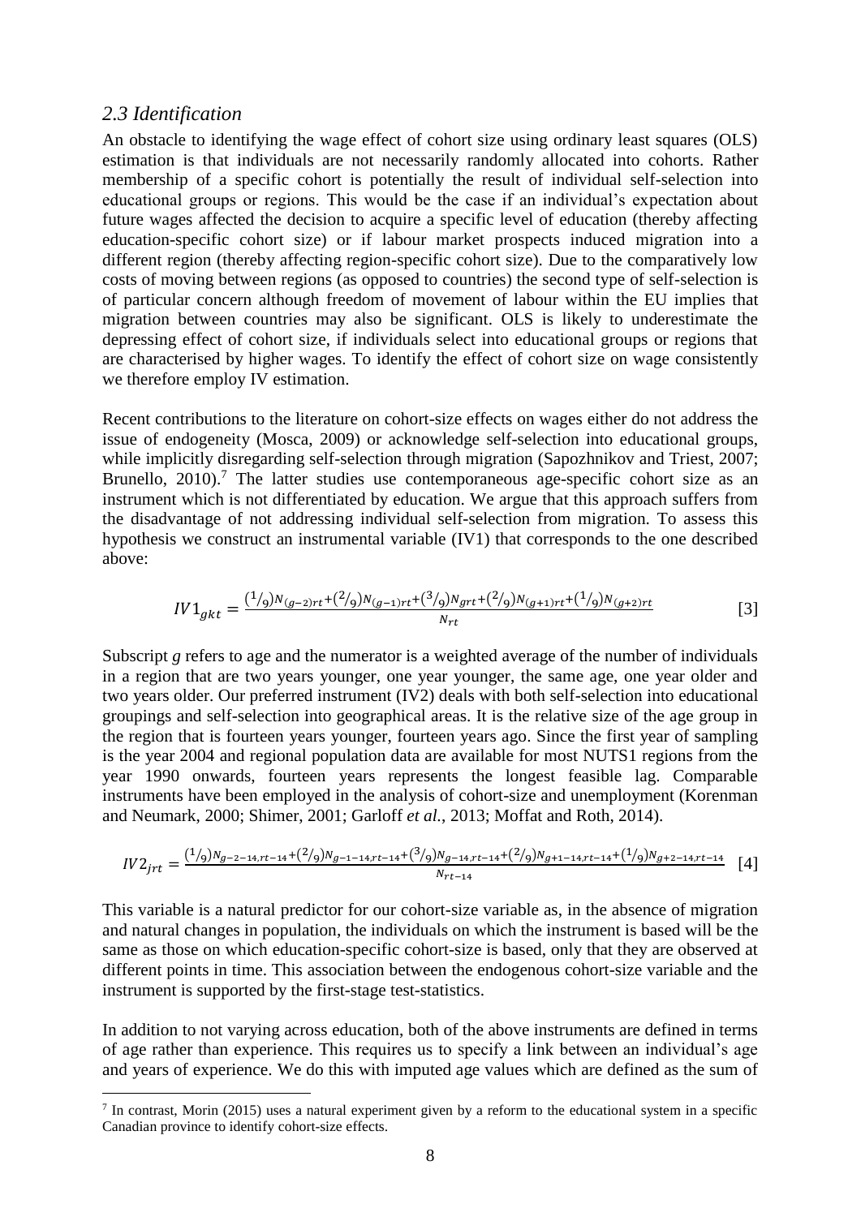### *2.3 Identification*

An obstacle to identifying the wage effect of cohort size using ordinary least squares (OLS) estimation is that individuals are not necessarily randomly allocated into cohorts. Rather membership of a specific cohort is potentially the result of individual self-selection into educational groups or regions. This would be the case if an individual's expectation about future wages affected the decision to acquire a specific level of education (thereby affecting education-specific cohort size) or if labour market prospects induced migration into a different region (thereby affecting region-specific cohort size). Due to the comparatively low costs of moving between regions (as opposed to countries) the second type of self-selection is of particular concern although freedom of movement of labour within the EU implies that migration between countries may also be significant. OLS is likely to underestimate the depressing effect of cohort size, if individuals select into educational groups or regions that are characterised by higher wages. To identify the effect of cohort size on wage consistently we therefore employ IV estimation.

Recent contributions to the literature on cohort-size effects on wages either do not address the issue of endogeneity (Mosca, 2009) or acknowledge self-selection into educational groups, while implicitly disregarding self-selection through migration (Sapozhnikov and Triest, 2007; Brunello, 2010).[7] The latter studies use contemporaneous age-specific cohort size as an instrument which is not differentiated by education. We argue that this approach suffers from the disadvantage of not addressing individual self-selection from migration. To assess this hypothesis we construct an instrumental variable (IV1) that corresponds to the one described above:

$$IV1_{gkt} = \frac{(1/9)N_{(g-2)rt} + (2/9)N_{(g-1)rt} + (3/9)N_{grt} + (2/9)N_{(g+1)rt} + (1/9)N_{(g+2)rt}}{N_{rt}} \quad [3]$$

Subscript *g* refers to age and the numerator is a weighted average of the number of individuals in a region that are two years younger, one year younger, the same age, one year older and two years older. Our preferred instrument (IV2) deals with both self-selection into educational groupings and self-selection into geographical areas. It is the relative size of the age group in the region that is fourteen years younger, fourteen years ago. Since the first year of sampling is the year 2004 and regional population data are available for most NUTS1 regions from the year 1990 onwards, fourteen years represents the longest feasible lag. Comparable instruments have been employed in the analysis of cohort-size and unemployment (Korenman and Neumark, 2000; Shimer, 2001; Garloff *et al.*, 2013; Moffat and Roth, 2014).

$$IV2_{jrt} = \frac{(1/9)N_{g-2-14,rt-14} + (2/9)N_{g-1-14,rt-14} + (3/9)N_{g-14,rt-14} + (2/9)N_{g+1-14,rt-14} + (1/9)N_{g+2-14,rt-14}}{N_{rt-14}} \quad [4]$$

This variable is a natural predictor for our cohort-size variable as, in the absence of migration and natural changes in population, the individuals on which the instrument is based will be the same as those on which education-specific cohort-size is based, only that they are observed at different points in time. This association between the endogenous cohort-size variable and the instrument is supported by the first-stage test-statistics.

In addition to not varying across education, both of the above instruments are defined in terms of age rather than experience. This requires us to specify a link between an individual's age and years of experience. We do this with imputed age values which are defined as the sum of

[7] In contrast, Morin (2015) uses a natural experiment given by a reform to the educational system in a specific Canadian province to identify cohort-size effects.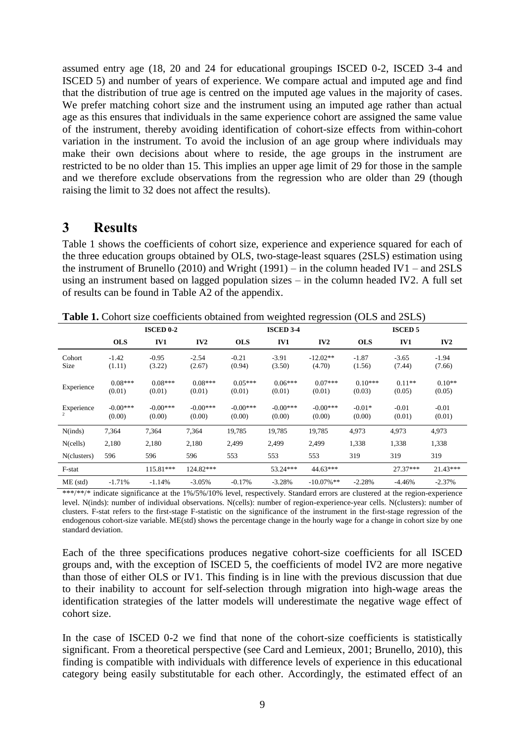assumed entry age (18, 20 and 24 for educational groupings ISCED 0-2, ISCED 3-4 and ISCED 5) and number of years of experience. We compare actual and imputed age and find that the distribution of true age is centred on the imputed age values in the majority of cases. We prefer matching cohort size and the instrument using an imputed age rather than actual age as this ensures that individuals in the same experience cohort are assigned the same value of the instrument, thereby avoiding identification of cohort-size effects from within-cohort variation in the instrument. To avoid the inclusion of an age group where individuals may make their own decisions about where to reside, the age groups in the instrument are restricted to be no older than 15. This implies an upper age limit of 29 for those in the sample and we therefore exclude observations from the regression who are older than 29 (though raising the limit to 32 does not affect the results).

# 3 Results

Table 1 shows the coefficients of cohort size, experience and experience squared for each of the three education groups obtained by OLS, two-stage-least squares (2SLS) estimation using the instrument of Brunello (2010) and Wright (1991) – in the column headed IV1 – and 2SLS using an instrument based on lagged population sizes – in the column headed IV2. A full set of results can be found in Table A2 of the appendix.

**Table 1.** Cohort size coefficients obtained from weighted regression (OLS and 2SLS)

| | ISCED 0-2 | | | ISCED 3-4 | | | ISCED 5 | | |
|---|---|---|---|---|---|---|---|---|---|
| | **OLS** | **IV1** | **IV2** | **OLS** | **IV1** | **IV2** | **OLS** | **IV1** | **IV2** |
| Cohort Size | -1.42 (1.11) | -0.95 (3.22) | -2.54 (2.67) | -0.21 (0.94) | -3.91 (3.50) | -12.02** (4.70) | -1.87 (1.56) | -3.65 (7.44) | -1.94 (7.66) |
| Experience | 0.08*** (0.01) | 0.08*** (0.01) | 0.08*** (0.01) | 0.05*** (0.01) | 0.06*** (0.01) | 0.07*** (0.01) | 0.10*** (0.03) | 0.11** (0.05) | 0.10** (0.05) |
| Experience $^2$ | -0.00*** (0.00) | -0.00*** (0.00) | -0.00*** (0.00) | -0.00*** (0.00) | -0.00*** (0.00) | -0.00*** (0.00) | -0.01* (0.00) | -0.01 (0.01) | -0.01 (0.01) |
| N(inds) | 7,364 | 7,364 | 7,364 | 19,785 | 19,785 | 19,785 | 4,973 | 4,973 | 4,973 |
| N(cells) | 2,180 | 2,180 | 2,180 | 2,499 | 2,499 | 2,499 | 1,338 | 1,338 | 1,338 |
| N(clusters) | 596 | 596 | 596 | 553 | 553 | 553 | 319 | 319 | 319 |
| F-stat | | 115.81*** | 124.82*** | | 53.24*** | 44.63*** | | 27.37*** | 21.43*** |
| ME (std) | -1.71% | -1.14% | -3.05% | -0.17% | -3.28% | -10.07%** | -2.28% | -4.46% | -2.37% |

***/**/* indicate significance at the 1%/5%/10% level, respectively. Standard errors are clustered at the region-experience level. N(inds): number of individual observations. N(cells): number of region-experience-year cells. N(clusters): number of clusters. F-stat refers to the first-stage F-statistic on the significance of the instrument in the first-stage regression of the endogenous cohort-size variable. ME(std) shows the percentage change in the hourly wage for a change in cohort size by one standard deviation.

Each of the three specifications produces negative cohort-size coefficients for all ISCED groups and, with the exception of ISCED 5, the coefficients of model IV2 are more negative than those of either OLS or IV1. This finding is in line with the previous discussion that due to their inability to account for self-selection through migration into high-wage areas the identification strategies of the latter models will underestimate the negative wage effect of cohort size.

In the case of ISCED 0-2 we find that none of the cohort-size coefficients is statistically significant. From a theoretical perspective (see Card and Lemieux, 2001; Brunello, 2010), this finding is compatible with individuals with difference levels of experience in this educational category being easily substitutable for each other. Accordingly, the estimated effect of an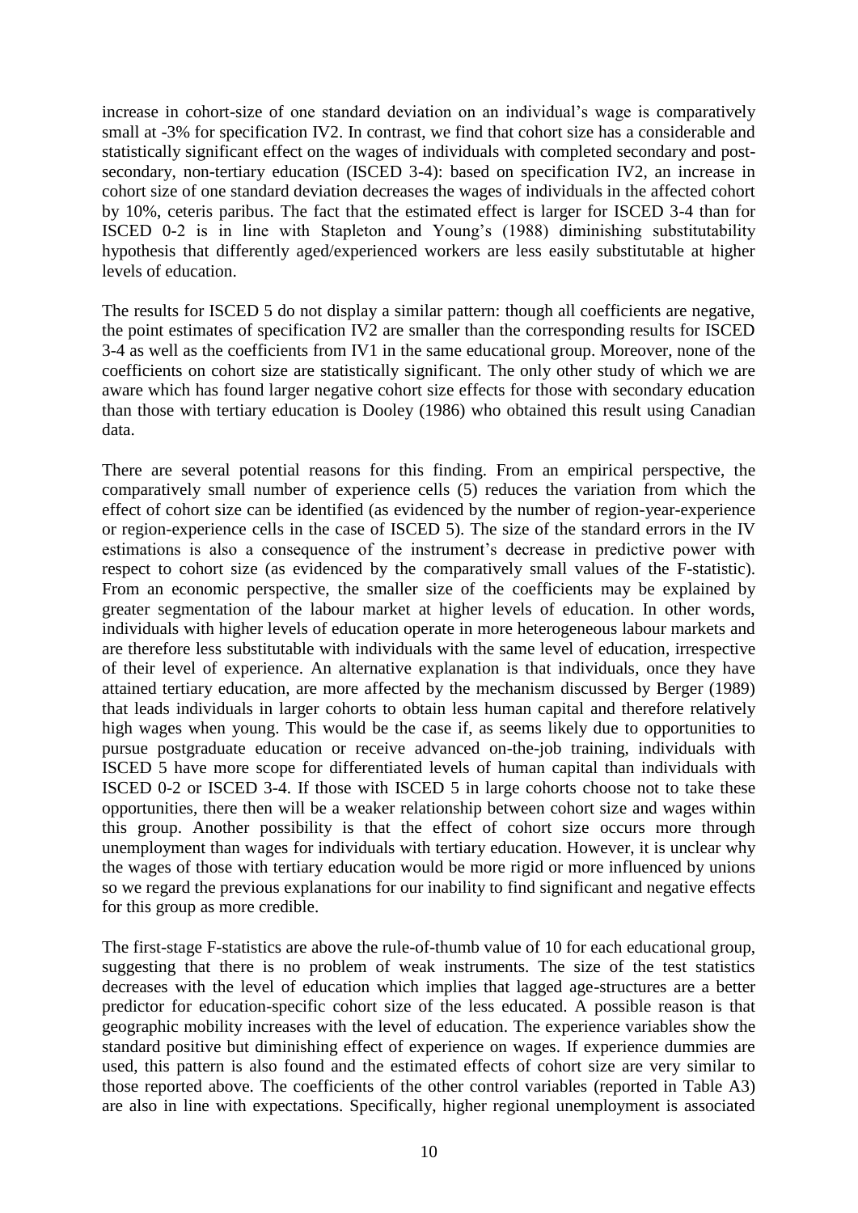increase in cohort-size of one standard deviation on an individual's wage is comparatively small at -3% for specification IV2. In contrast, we find that cohort size has a considerable and statistically significant effect on the wages of individuals with completed secondary and post-secondary, non-tertiary education (ISCED 3-4): based on specification IV2, an increase in cohort size of one standard deviation decreases the wages of individuals in the affected cohort by 10%, ceteris paribus. The fact that the estimated effect is larger for ISCED 3-4 than for ISCED 0-2 is in line with Stapleton and Young's (1988) diminishing substitutability hypothesis that differently aged/experienced workers are less easily substitutable at higher levels of education.

The results for ISCED 5 do not display a similar pattern: though all coefficients are negative, the point estimates of specification IV2 are smaller than the corresponding results for ISCED 3-4 as well as the coefficients from IV1 in the same educational group. Moreover, none of the coefficients on cohort size are statistically significant. The only other study of which we are aware which has found larger negative cohort size effects for those with secondary education than those with tertiary education is Dooley (1986) who obtained this result using Canadian data.

There are several potential reasons for this finding. From an empirical perspective, the comparatively small number of experience cells (5) reduces the variation from which the effect of cohort size can be identified (as evidenced by the number of region-year-experience or region-experience cells in the case of ISCED 5). The size of the standard errors in the IV estimations is also a consequence of the instrument's decrease in predictive power with respect to cohort size (as evidenced by the comparatively small values of the F-statistic). From an economic perspective, the smaller size of the coefficients may be explained by greater segmentation of the labour market at higher levels of education. In other words, individuals with higher levels of education operate in more heterogeneous labour markets and are therefore less substitutable with individuals with the same level of education, irrespective of their level of experience. An alternative explanation is that individuals, once they have attained tertiary education, are more affected by the mechanism discussed by Berger (1989) that leads individuals in larger cohorts to obtain less human capital and therefore relatively high wages when young. This would be the case if, as seems likely due to opportunities to pursue postgraduate education or receive advanced on-the-job training, individuals with ISCED 5 have more scope for differentiated levels of human capital than individuals with ISCED 0-2 or ISCED 3-4. If those with ISCED 5 in large cohorts choose not to take these opportunities, there then will be a weaker relationship between cohort size and wages within this group. Another possibility is that the effect of cohort size occurs more through unemployment than wages for individuals with tertiary education. However, it is unclear why the wages of those with tertiary education would be more rigid or more influenced by unions so we regard the previous explanations for our inability to find significant and negative effects for this group as more credible.

The first-stage F-statistics are above the rule-of-thumb value of 10 for each educational group, suggesting that there is no problem of weak instruments. The size of the test statistics decreases with the level of education which implies that lagged age-structures are a better predictor for education-specific cohort size of the less educated. A possible reason is that geographic mobility increases with the level of education. The experience variables show the standard positive but diminishing effect of experience on wages. If experience dummies are used, this pattern is also found and the estimated effects of cohort size are very similar to those reported above. The coefficients of the other control variables (reported in Table A3) are also in line with expectations. Specifically, higher regional unemployment is associated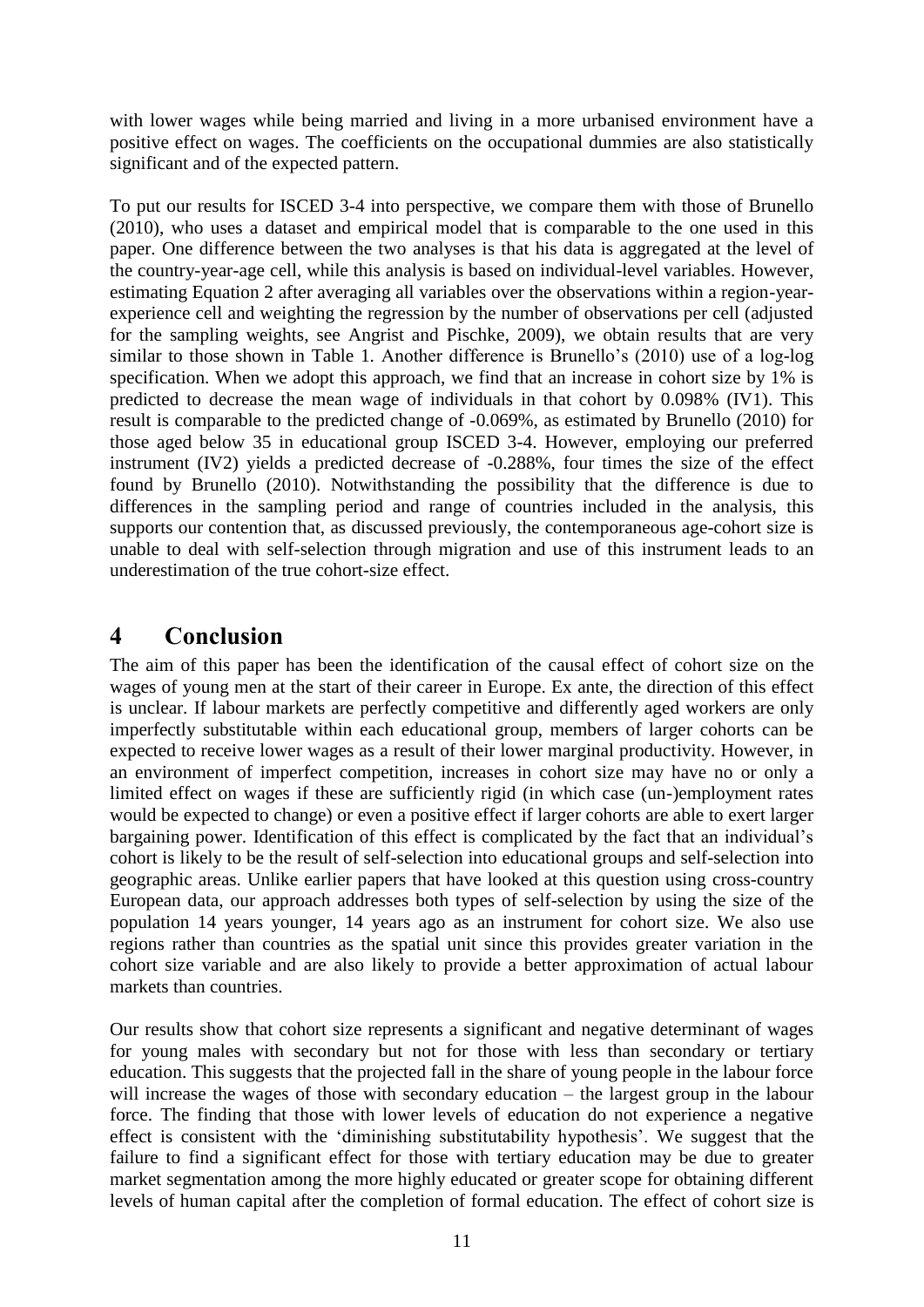with lower wages while being married and living in a more urbanised environment have a positive effect on wages. The coefficients on the occupational dummies are also statistically significant and of the expected pattern.

To put our results for ISCED 3-4 into perspective, we compare them with those of Brunello (2010), who uses a dataset and empirical model that is comparable to the one used in this paper. One difference between the two analyses is that his data is aggregated at the level of the country-year-age cell, while this analysis is based on individual-level variables. However, estimating Equation 2 after averaging all variables over the observations within a region-year-experience cell and weighting the regression by the number of observations per cell (adjusted for the sampling weights, see Angrist and Pischke, 2009), we obtain results that are very similar to those shown in Table 1. Another difference is Brunello's (2010) use of a log-log specification. When we adopt this approach, we find that an increase in cohort size by 1% is predicted to decrease the mean wage of individuals in that cohort by 0.098% (IV1). This result is comparable to the predicted change of -0.069%, as estimated by Brunello (2010) for those aged below 35 in educational group ISCED 3-4. However, employing our preferred instrument (IV2) yields a predicted decrease of -0.288%, four times the size of the effect found by Brunello (2010). Notwithstanding the possibility that the difference is due to differences in the sampling period and range of countries included in the analysis, this supports our contention that, as discussed previously, the contemporaneous age-cohort size is unable to deal with self-selection through migration and use of this instrument leads to an underestimation of the true cohort-size effect.

# 4 Conclusion

The aim of this paper has been the identification of the causal effect of cohort size on the wages of young men at the start of their career in Europe. Ex ante, the direction of this effect is unclear. If labour markets are perfectly competitive and differently aged workers are only imperfectly substitutable within each educational group, members of larger cohorts can be expected to receive lower wages as a result of their lower marginal productivity. However, in an environment of imperfect competition, increases in cohort size may have no or only a limited effect on wages if these are sufficiently rigid (in which case (un-)employment rates would be expected to change) or even a positive effect if larger cohorts are able to exert larger bargaining power. Identification of this effect is complicated by the fact that an individual's cohort is likely to be the result of self-selection into educational groups and self-selection into geographic areas. Unlike earlier papers that have looked at this question using cross-country European data, our approach addresses both types of self-selection by using the size of the population 14 years younger, 14 years ago as an instrument for cohort size. We also use regions rather than countries as the spatial unit since this provides greater variation in the cohort size variable and are also likely to provide a better approximation of actual labour markets than countries.

Our results show that cohort size represents a significant and negative determinant of wages for young males with secondary but not for those with less than secondary or tertiary education. This suggests that the projected fall in the share of young people in the labour force will increase the wages of those with secondary education – the largest group in the labour force. The finding that those with lower levels of education do not experience a negative effect is consistent with the 'diminishing substitutability hypothesis'. We suggest that the failure to find a significant effect for those with tertiary education may be due to greater market segmentation among the more highly educated or greater scope for obtaining different levels of human capital after the completion of formal education. The effect of cohort size is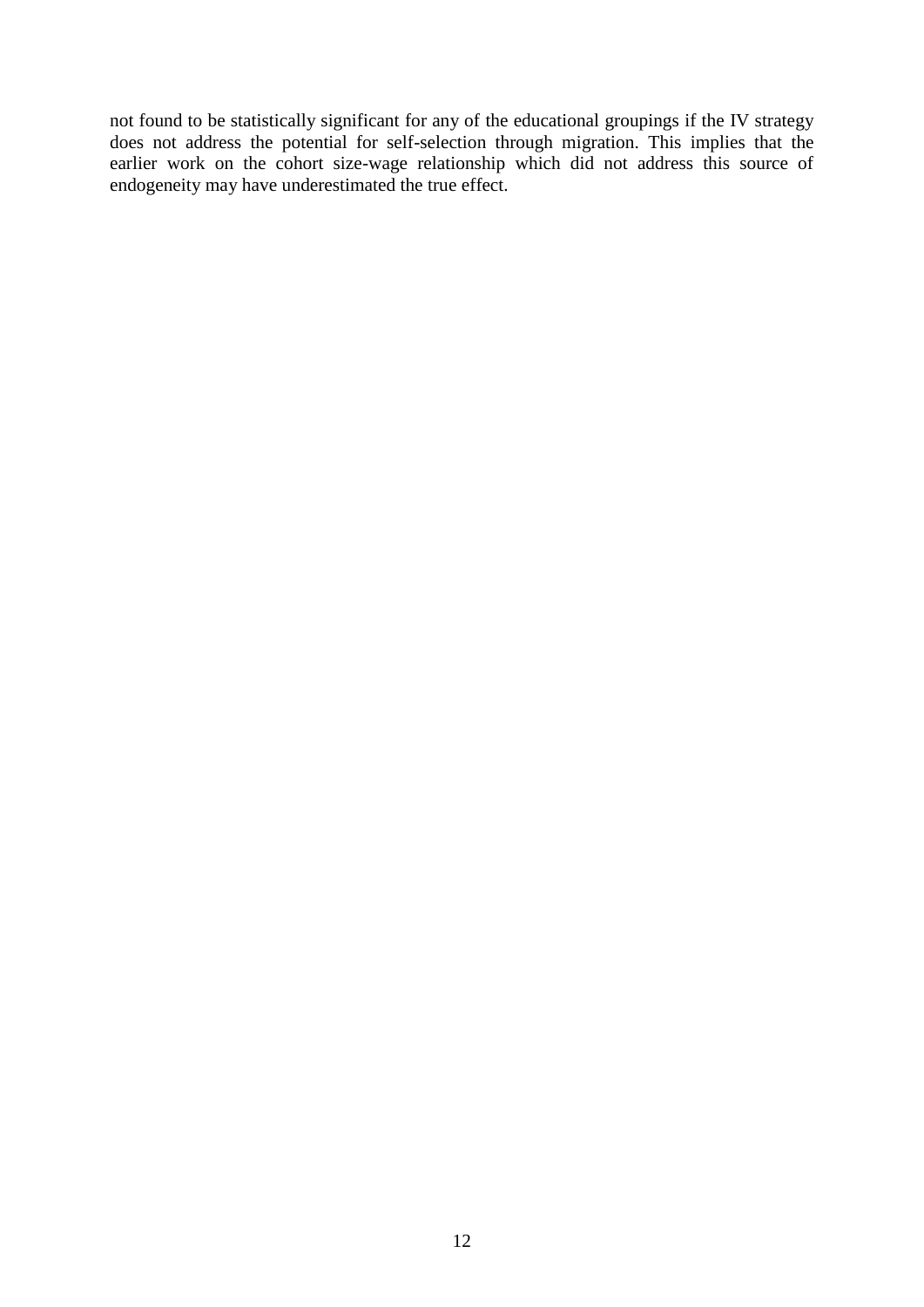not found to be statistically significant for any of the educational groupings if the IV strategy does not address the potential for self-selection through migration. This implies that the earlier work on the cohort size-wage relationship which did not address this source of endogeneity may have underestimated the true effect.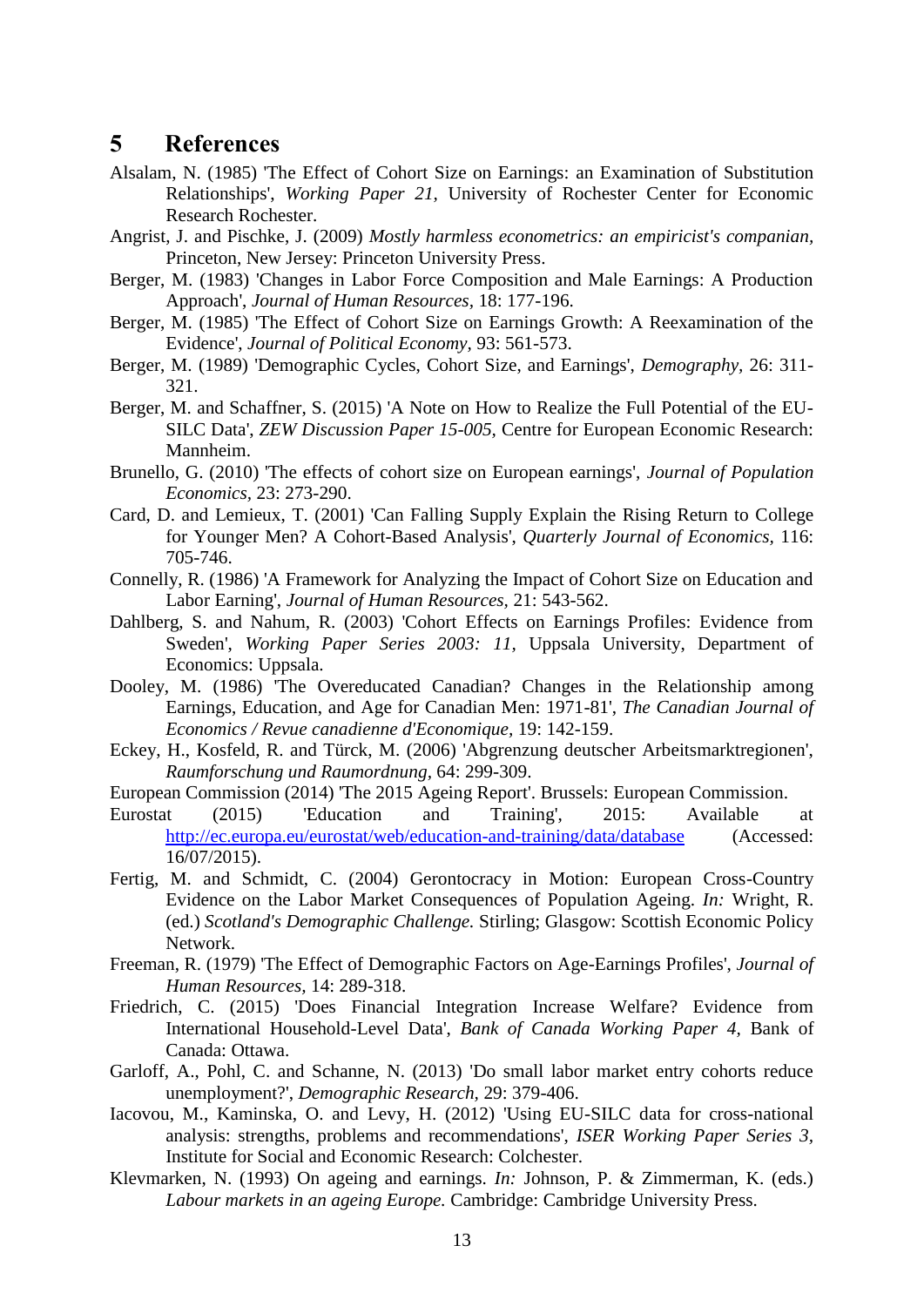## 5 References

Alsalam, N. (1985) 'The Effect of Cohort Size on Earnings: an Examination of Substitution Relationships', *Working Paper 21,* University of Rochester Center for Economic Research Rochester.

Angrist, J. and Pischke, J. (2009) *Mostly harmless econometrics: an empiricist's companian,* Princeton, New Jersey: Princeton University Press.

Berger, M. (1983) 'Changes in Labor Force Composition and Male Earnings: A Production Approach', *Journal of Human Resources,* 18: 177-196.

Berger, M. (1985) 'The Effect of Cohort Size on Earnings Growth: A Reexamination of the Evidence', *Journal of Political Economy,* 93: 561-573.

Berger, M. (1989) 'Demographic Cycles, Cohort Size, and Earnings', *Demography,* 26: 311-321.

Berger, M. and Schaffner, S. (2015) 'A Note on How to Realize the Full Potential of the EU-SILC Data', *ZEW Discussion Paper 15-005,* Centre for European Economic Research: Mannheim.

Brunello, G. (2010) 'The effects of cohort size on European earnings', *Journal of Population Economics,* 23: 273-290.

Card, D. and Lemieux, T. (2001) 'Can Falling Supply Explain the Rising Return to College for Younger Men? A Cohort-Based Analysis', *Quarterly Journal of Economics,* 116: 705-746.

Connelly, R. (1986) 'A Framework for Analyzing the Impact of Cohort Size on Education and Labor Earning', *Journal of Human Resources,* 21: 543-562.

Dahlberg, S. and Nahum, R. (2003) 'Cohort Effects on Earnings Profiles: Evidence from Sweden', *Working Paper Series 2003: 11,* Uppsala University, Department of Economics: Uppsala.

Dooley, M. (1986) 'The Overeducated Canadian? Changes in the Relationship among Earnings, Education, and Age for Canadian Men: 1971-81', *The Canadian Journal of Economics / Revue canadienne d'Economique,* 19: 142-159.

Eckey, H., Kosfeld, R. and Türck, M. (2006) 'Abgrenzung deutscher Arbeitsmarktregionen', *Raumforschung und Raumordnung,* 64: 299-309.

European Commission (2014) 'The 2015 Ageing Report'. Brussels: European Commission.

Eurostat (2015) 'Education and Training', 2015: Available at http://ec.europa.eu/eurostat/web/education-and-training/data/database (Accessed: 16/07/2015).

Fertig, M. and Schmidt, C. (2004) Gerontocracy in Motion: European Cross-Country Evidence on the Labor Market Consequences of Population Ageing. *In:* Wright, R. (ed.) *Scotland's Demographic Challenge.* Stirling; Glasgow: Scottish Economic Policy Network.

Freeman, R. (1979) 'The Effect of Demographic Factors on Age-Earnings Profiles', *Journal of Human Resources,* 14: 289-318.

Friedrich, C. (2015) 'Does Financial Integration Increase Welfare? Evidence from International Household-Level Data', *Bank of Canada Working Paper 4,* Bank of Canada: Ottawa.

Garloff, A., Pohl, C. and Schanne, N. (2013) 'Do small labor market entry cohorts reduce unemployment?', *Demographic Research,* 29: 379-406.

Iacovou, M., Kaminska, O. and Levy, H. (2012) 'Using EU-SILC data for cross-national analysis: strengths, problems and recommendations', *ISER Working Paper Series 3,* Institute for Social and Economic Research: Colchester.

Klevmarken, N. (1993) On ageing and earnings. *In:* Johnson, P. & Zimmerman, K. (eds.) *Labour markets in an ageing Europe.* Cambridge: Cambridge University Press.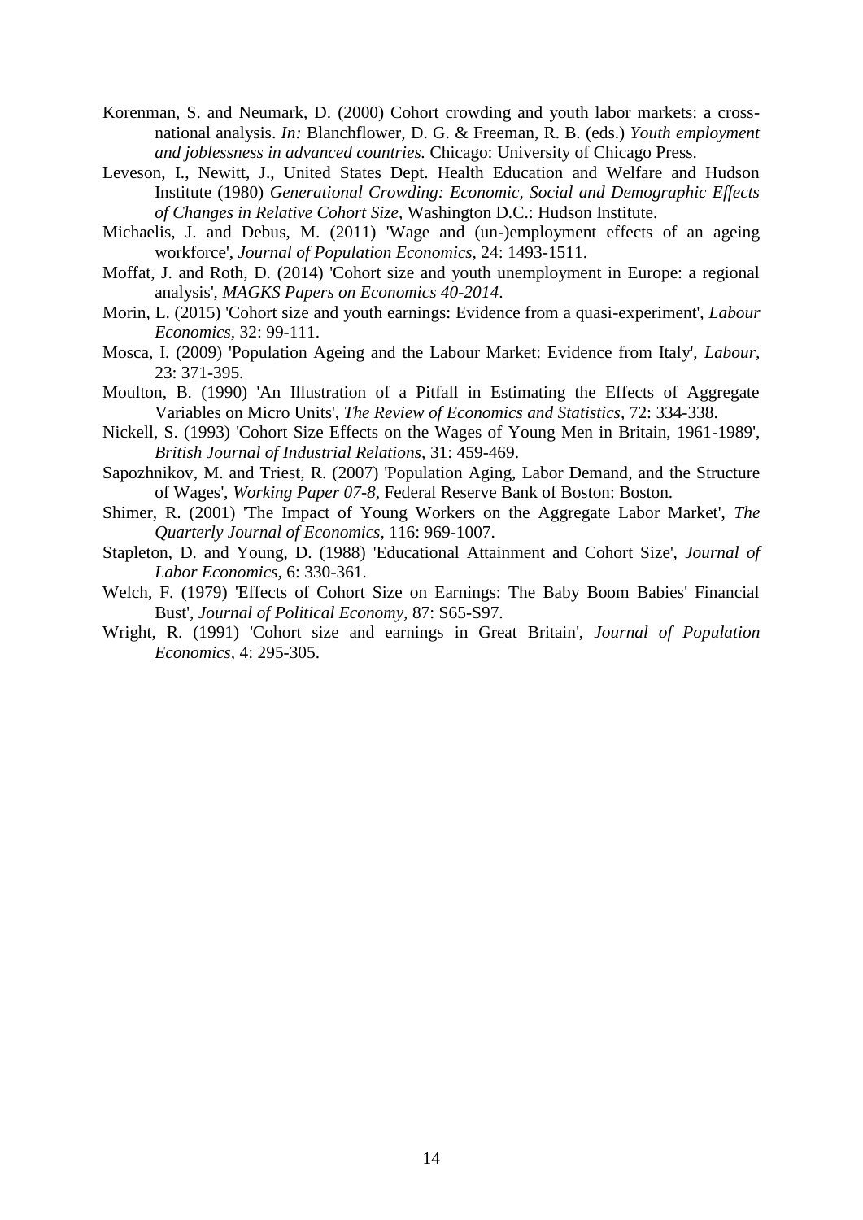Korenman, S. and Neumark, D. (2000) Cohort crowding and youth labor markets: a cross-national analysis. *In:* Blanchflower, D. G. & Freeman, R. B. (eds.) *Youth employment and joblessness in advanced countries.* Chicago: University of Chicago Press.

Leveson, I., Newitt, J., United States Dept. Health Education and Welfare and Hudson Institute (1980) *Generational Crowding: Economic, Social and Demographic Effects of Changes in Relative Cohort Size*, Washington D.C.: Hudson Institute.

Michaelis, J. and Debus, M. (2011) 'Wage and (un-)employment effects of an ageing workforce', *Journal of Population Economics*, 24: 1493-1511.

Moffat, J. and Roth, D. (2014) 'Cohort size and youth unemployment in Europe: a regional analysis', *MAGKS Papers on Economics 40-2014*.

Morin, L. (2015) 'Cohort size and youth earnings: Evidence from a quasi-experiment', *Labour Economics*, 32: 99-111.

Mosca, I. (2009) 'Population Ageing and the Labour Market: Evidence from Italy', *Labour*, 23: 371-395.

Moulton, B. (1990) 'An Illustration of a Pitfall in Estimating the Effects of Aggregate Variables on Micro Units', *The Review of Economics and Statistics*, 72: 334-338.

Nickell, S. (1993) 'Cohort Size Effects on the Wages of Young Men in Britain, 1961-1989', *British Journal of Industrial Relations*, 31: 459-469.

Sapozhnikov, M. and Triest, R. (2007) 'Population Aging, Labor Demand, and the Structure of Wages', *Working Paper 07-8*, Federal Reserve Bank of Boston: Boston.

Shimer, R. (2001) 'The Impact of Young Workers on the Aggregate Labor Market', *The Quarterly Journal of Economics*, 116: 969-1007.

Stapleton, D. and Young, D. (1988) 'Educational Attainment and Cohort Size', *Journal of Labor Economics*, 6: 330-361.

Welch, F. (1979) 'Effects of Cohort Size on Earnings: The Baby Boom Babies' Financial Bust', *Journal of Political Economy*, 87: S65-S97.

Wright, R. (1991) 'Cohort size and earnings in Great Britain', *Journal of Population Economics*, 4: 295-305.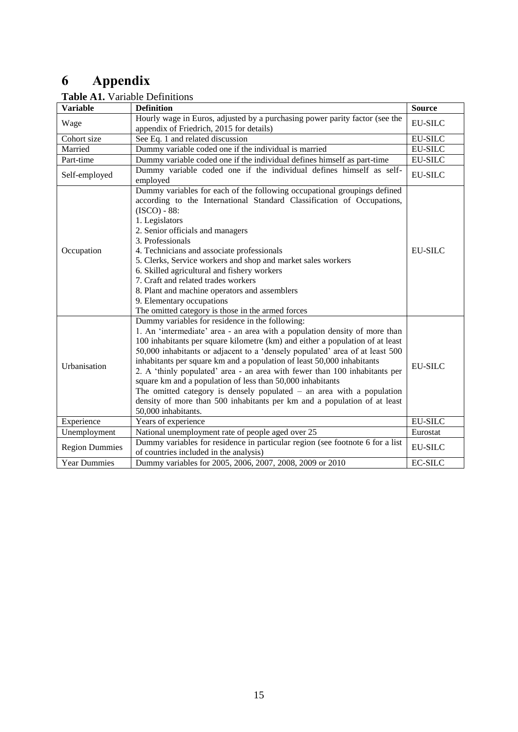# 6 Appendix

**Table A1.** Variable Definitions

| Variable | Definition | Source |
|---|---|---|
| Wage | Hourly wage in Euros, adjusted by a purchasing power parity factor (see the appendix of Friedrich, 2015 for details) | EU-SILC |
| Cohort size | See Eq. 1 and related discussion | EU-SILC |
| Married | Dummy variable coded one if the individual is married | EU-SILC |
| Part-time | Dummy variable coded one if the individual defines himself as part-time | EU-SILC |
| Self-employed | Dummy variable coded one if the individual defines himself as self-employed | EU-SILC |
| Occupation | Dummy variables for each of the following occupational groupings defined according to the International Standard Classification of Occupations, (ISCO) - 88:<br>1. Legislators<br>2. Senior officials and managers<br>3. Professionals<br>4. Technicians and associate professionals<br>5. Clerks, Service workers and shop and market sales workers<br>6. Skilled agricultural and fishery workers<br>7. Craft and related trades workers<br>8. Plant and machine operators and assemblers<br>9. Elementary occupations<br>The omitted category is those in the armed forces | EU-SILC |
| Urbanisation | Dummy variables for residence in the following:<br>1. An 'intermediate' area - an area with a population density of more than 100 inhabitants per square kilometre (km) and either a population of at least 50,000 inhabitants or adjacent to a 'densely populated' area of at least 500 inhabitants per square km and a population of least 50,000 inhabitants<br>2. A 'thinly populated' area - an area with fewer than 100 inhabitants per square km and a population of less than 50,000 inhabitants<br>The omitted category is densely populated – an area with a population density of more than 500 inhabitants per km and a population of at least 50,000 inhabitants. | EU-SILC |
| Experience | Years of experience | EU-SILC |
| Unemployment | National unemployment rate of people aged over 25 | Eurostat |
| Region Dummies | Dummy variables for residence in particular region (see footnote 6 for a list of countries included in the analysis) | EU-SILC |
| Year Dummies | Dummy variables for 2005, 2006, 2007, 2008, 2009 or 2010 | EC-SILC |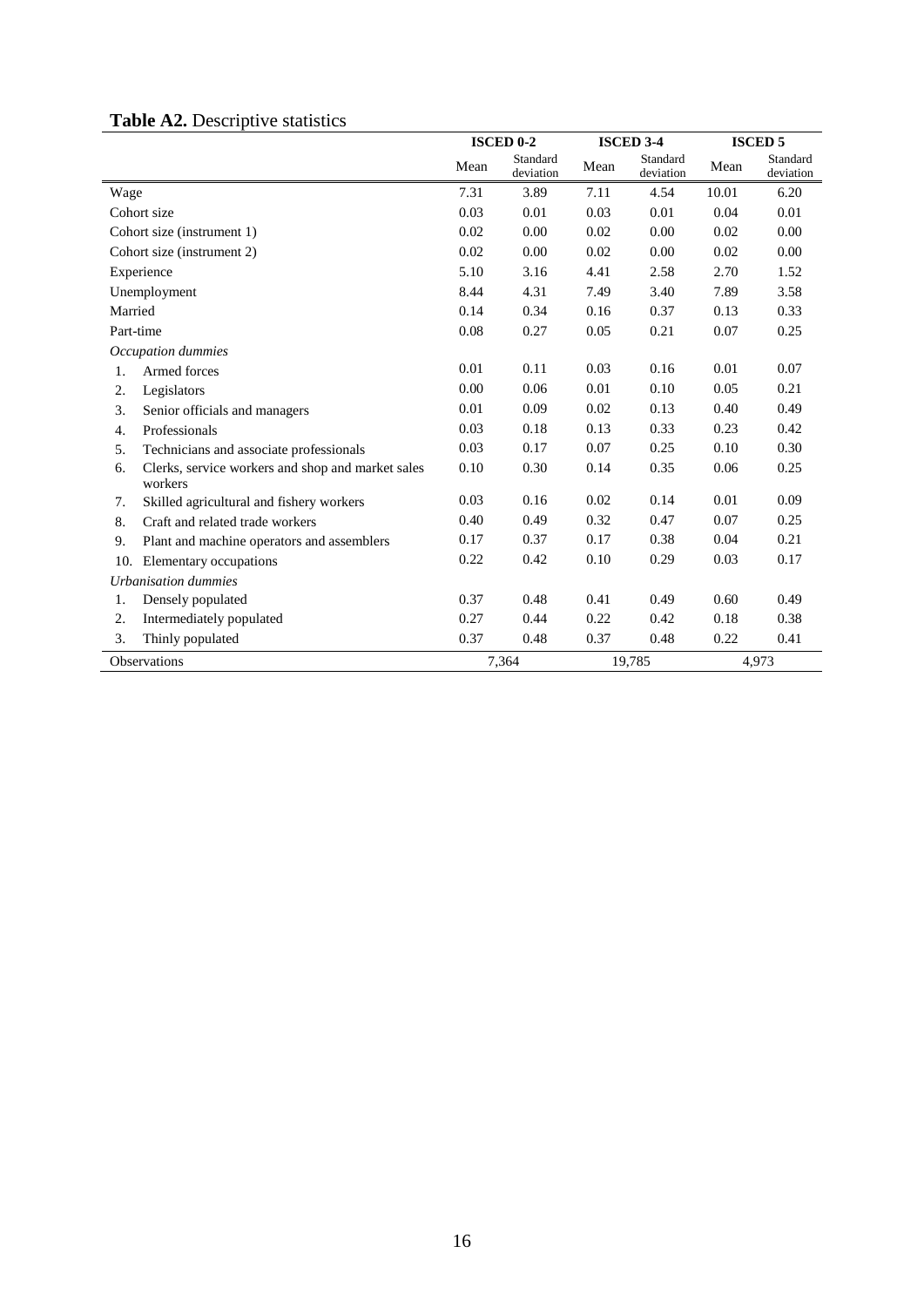**Table A2.** Descriptive statistics

| | ISCED 0-2 | | ISCED 3-4 | | ISCED 5 | |
|---|---|---|---|---|---|---|
| | Mean | Standard deviation | Mean | Standard deviation | Mean | Standard deviation |
| Wage | 7.31 | 3.89 | 7.11 | 4.54 | 10.01 | 6.20 |
| Cohort size | 0.03 | 0.01 | 0.03 | 0.01 | 0.04 | 0.01 |
| Cohort size (instrument 1) | 0.02 | 0.00 | 0.02 | 0.00 | 0.02 | 0.00 |
| Cohort size (instrument 2) | 0.02 | 0.00 | 0.02 | 0.00 | 0.02 | 0.00 |
| Experience | 5.10 | 3.16 | 4.41 | 2.58 | 2.70 | 1.52 |
| Unemployment | 8.44 | 4.31 | 7.49 | 3.40 | 7.89 | 3.58 |
| Married | 0.14 | 0.34 | 0.16 | 0.37 | 0.13 | 0.33 |
| Part-time | 0.08 | 0.27 | 0.05 | 0.21 | 0.07 | 0.25 |
| *Occupation dummies* | | | | | | |
| 1. Armed forces | 0.01 | 0.11 | 0.03 | 0.16 | 0.01 | 0.07 |
| 2. Legislators | 0.00 | 0.06 | 0.01 | 0.10 | 0.05 | 0.21 |
| 3. Senior officials and managers | 0.01 | 0.09 | 0.02 | 0.13 | 0.40 | 0.49 |
| 4. Professionals | 0.03 | 0.18 | 0.13 | 0.33 | 0.23 | 0.42 |
| 5. Technicians and associate professionals | 0.03 | 0.17 | 0.07 | 0.25 | 0.10 | 0.30 |
| 6. Clerks, service workers and shop and market sales workers | 0.10 | 0.30 | 0.14 | 0.35 | 0.06 | 0.25 |
| 7. Skilled agricultural and fishery workers | 0.03 | 0.16 | 0.02 | 0.14 | 0.01 | 0.09 |
| 8. Craft and related trade workers | 0.40 | 0.49 | 0.32 | 0.47 | 0.07 | 0.25 |
| 9. Plant and machine operators and assemblers | 0.17 | 0.37 | 0.17 | 0.38 | 0.04 | 0.21 |
| 10. Elementary occupations | 0.22 | 0.42 | 0.10 | 0.29 | 0.03 | 0.17 |
| *Urbanisation dummies* | | | | | | |
| 1. Densely populated | 0.37 | 0.48 | 0.41 | 0.49 | 0.60 | 0.49 |
| 2. Intermediately populated | 0.27 | 0.44 | 0.22 | 0.42 | 0.18 | 0.38 |
| 3. Thinly populated | 0.37 | 0.48 | 0.37 | 0.48 | 0.22 | 0.41 |
| Observations | 7,364 | | 19,785 | | 4,973 | |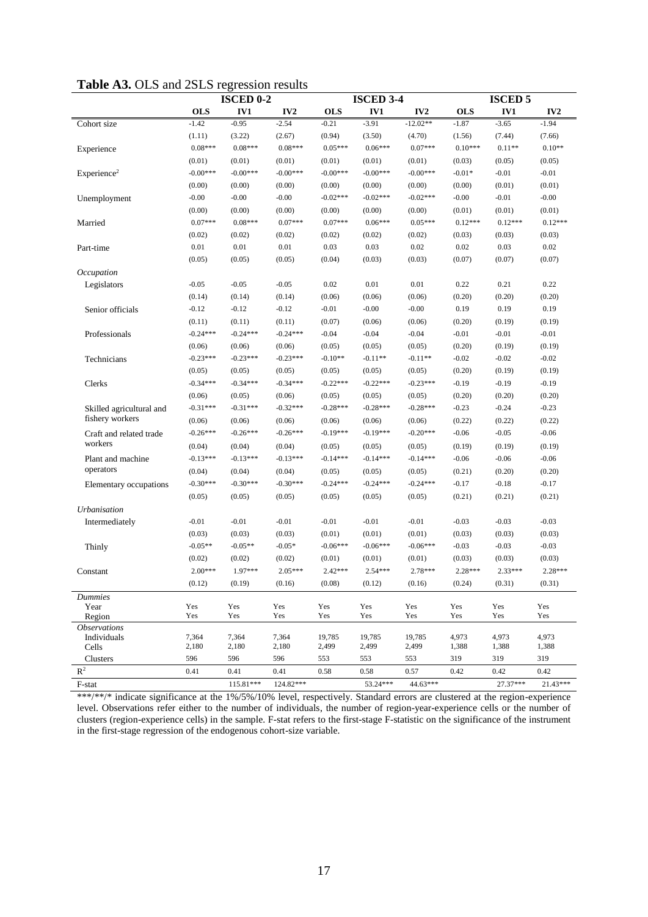**Table A3.** OLS and 2SLS regression results

| | ISCED 0-2 | | | ISCED 3-4 | | | ISCED 5 | | |
|---|---|---|---|---|---|---|---|---|---|
| | **OLS** | **IV1** | **IV2** | **OLS** | **IV1** | **IV2** | **OLS** | **IV1** | **IV2** |
| Cohort size | -1.42 | -0.95 | -2.54 | -0.21 | -3.91 | -12.02** | -1.87 | -3.65 | -1.94 |
| | (1.11) | (3.22) | (2.67) | (0.94) | (3.50) | (4.70) | (1.56) | (7.44) | (7.66) |
| Experience | 0.08*** | 0.08*** | 0.08*** | 0.05*** | 0.06*** | 0.07*** | 0.10*** | 0.11** | 0.10** |
| | (0.01) | (0.01) | (0.01) | (0.01) | (0.01) | (0.01) | (0.03) | (0.05) | (0.05) |
| Experience$^2$ | -0.00*** | -0.00*** | -0.00*** | -0.00*** | -0.00*** | -0.00*** | -0.01* | -0.01 | -0.01 |
| | (0.00) | (0.00) | (0.00) | (0.00) | (0.00) | (0.00) | (0.00) | (0.01) | (0.01) |
| Unemployment | -0.00 | -0.00 | -0.00 | -0.02*** | -0.02*** | -0.02*** | -0.00 | -0.01 | -0.00 |
| | (0.00) | (0.00) | (0.00) | (0.00) | (0.00) | (0.00) | (0.01) | (0.01) | (0.01) |
| Married | 0.07*** | 0.08*** | 0.07*** | 0.07*** | 0.06*** | 0.05*** | 0.12*** | 0.12*** | 0.12*** |
| | (0.02) | (0.02) | (0.02) | (0.02) | (0.02) | (0.02) | (0.03) | (0.03) | (0.03) |
| Part-time | 0.01 | 0.01 | 0.01 | 0.03 | 0.03 | 0.02 | 0.02 | 0.03 | 0.02 |
| | (0.05) | (0.05) | (0.05) | (0.04) | (0.03) | (0.03) | (0.07) | (0.07) | (0.07) |
| *Occupation* | | | | | | | | | |
| Legislators | -0.05 | -0.05 | -0.05 | 0.02 | 0.01 | 0.01 | 0.22 | 0.21 | 0.22 |
| | (0.14) | (0.14) | (0.14) | (0.06) | (0.06) | (0.06) | (0.20) | (0.20) | (0.20) |
| Senior officials | -0.12 | -0.12 | -0.12 | -0.01 | -0.00 | -0.00 | 0.19 | 0.19 | 0.19 |
| | (0.11) | (0.11) | (0.11) | (0.07) | (0.06) | (0.06) | (0.20) | (0.19) | (0.19) |
| Professionals | -0.24*** | -0.24*** | -0.24*** | -0.04 | -0.04 | -0.04 | -0.01 | -0.01 | -0.01 |
| | (0.06) | (0.06) | (0.06) | (0.05) | (0.05) | (0.05) | (0.20) | (0.19) | (0.19) |
| Technicians | -0.23*** | -0.23*** | -0.23*** | -0.10** | -0.11** | -0.11** | -0.02 | -0.02 | -0.02 |
| | (0.05) | (0.05) | (0.05) | (0.05) | (0.05) | (0.05) | (0.20) | (0.19) | (0.19) |
| Clerks | -0.34*** | -0.34*** | -0.34*** | -0.22*** | -0.22*** | -0.23*** | -0.19 | -0.19 | -0.19 |
| | (0.06) | (0.05) | (0.06) | (0.05) | (0.05) | (0.05) | (0.20) | (0.20) | (0.20) |
| Skilled agricultural and fishery workers | -0.31*** | -0.31*** | -0.32*** | -0.28*** | -0.28*** | -0.28*** | -0.23 | -0.24 | -0.23 |
| | (0.06) | (0.06) | (0.06) | (0.06) | (0.06) | (0.06) | (0.22) | (0.22) | (0.22) |
| Craft and related trade workers | -0.26*** | -0.26*** | -0.26*** | -0.19*** | -0.19*** | -0.20*** | -0.06 | -0.05 | -0.06 |
| | (0.04) | (0.04) | (0.04) | (0.05) | (0.05) | (0.05) | (0.19) | (0.19) | (0.19) |
| Plant and machine operators | -0.13*** | -0.13*** | -0.13*** | -0.14*** | -0.14*** | -0.14*** | -0.06 | -0.06 | -0.06 |
| | (0.04) | (0.04) | (0.04) | (0.05) | (0.05) | (0.05) | (0.21) | (0.20) | (0.20) |
| Elementary occupations | -0.30*** | -0.30*** | -0.30*** | -0.24*** | -0.24*** | -0.24*** | -0.17 | -0.18 | -0.17 |
| | (0.05) | (0.05) | (0.05) | (0.05) | (0.05) | (0.05) | (0.21) | (0.21) | (0.21) |
| *Urbanisation* | | | | | | | | | |
| Intermediately | -0.01 | -0.01 | -0.01 | -0.01 | -0.01 | -0.01 | -0.03 | -0.03 | -0.03 |
| | (0.03) | (0.03) | (0.03) | (0.01) | (0.01) | (0.01) | (0.03) | (0.03) | (0.03) |
| Thinly | -0.05** | -0.05** | -0.05* | -0.06*** | -0.06*** | -0.06*** | -0.03 | -0.03 | -0.03 |
| | (0.02) | (0.02) | (0.02) | (0.01) | (0.01) | (0.01) | (0.03) | (0.03) | (0.03) |
| Constant | 2.00*** | 1.97*** | 2.05*** | 2.42*** | 2.54*** | 2.78*** | 2.28*** | 2.33*** | 2.28*** |
| | (0.12) | (0.19) | (0.16) | (0.08) | (0.12) | (0.16) | (0.24) | (0.31) | (0.31) |
| *Dummies* | | | | | | | | | |
| Year | Yes | Yes | Yes | Yes | Yes | Yes | Yes | Yes | Yes |
| Region | Yes | Yes | Yes | Yes | Yes | Yes | Yes | Yes | Yes |
| *Observations* | | | | | | | | | |
| Individuals | 7,364 | 7,364 | 7,364 | 19,785 | 19,785 | 19,785 | 4,973 | 4,973 | 4,973 |
| Cells | 2,180 | 2,180 | 2,180 | 2,499 | 2,499 | 2,499 | 1,388 | 1,388 | 1,388 |
| Clusters | 596 | 596 | 596 | 553 | 553 | 553 | 319 | 319 | 319 |
| $R^2$ | 0.41 | 0.41 | 0.41 | 0.58 | 0.58 | 0.57 | 0.42 | 0.42 | 0.42 |
| F-stat | | 115.81*** | 124.82*** | | 53.24*** | 44.63*** | | 27.37*** | 21.43*** |

***/**/* indicate significance at the 1%/5%/10% level, respectively. Standard errors are clustered at the region-experience level. Observations refer either to the number of individuals, the number of region-year-experience cells or the number of clusters (region-experience cells) in the sample. F-stat refers to the first-stage F-statistic on the significance of the instrument in the first-stage regression of the endogenous cohort-size variable.